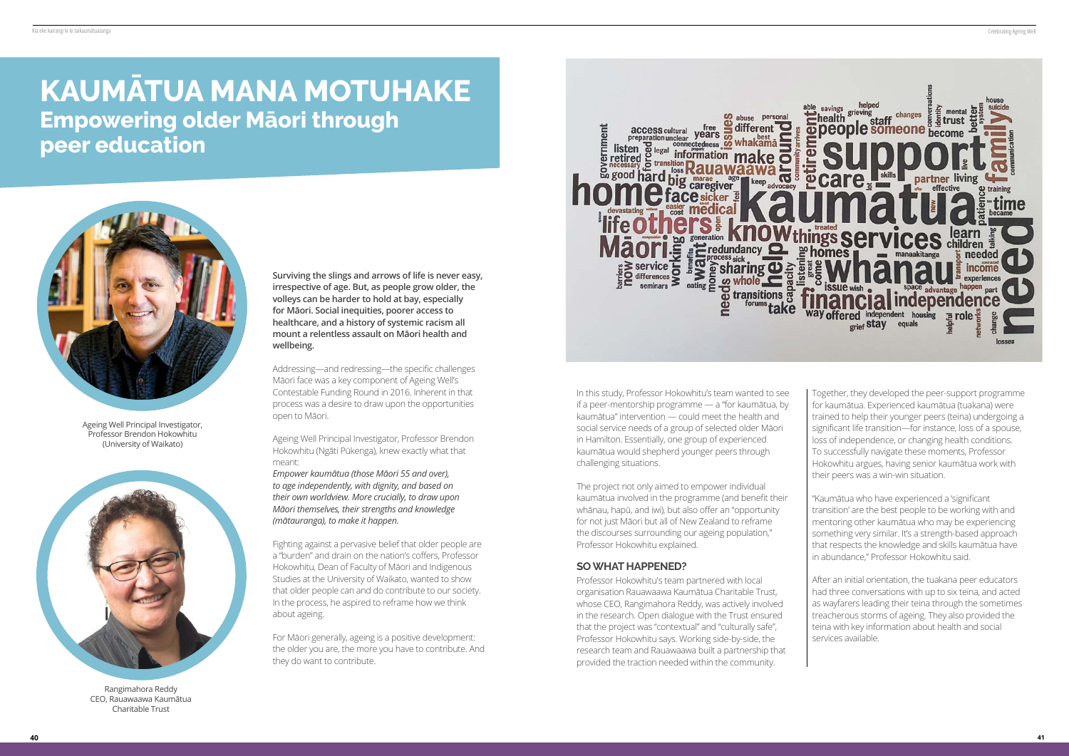# KAUMĀTUA MANA MOTUHAKE

## Empowering older Māori through peer education

Ageing Well Principal Investigator, Professor Brendon Hokowhitu (University of Waikato)

Rangimahora Reddy CEO, Rauawaawa Kaumātua Charitable Trust

**Surviving the slings and arrows of life is never easy, irrespective of age. But, as people grow older, the volleys can be harder to hold at bay, especially for Māori. Social inequities, poorer access to healthcare, and a history of systemic racism all mount a relentless assault on Māori health and wellbeing.**

Addressing—and redressing—the specific challenges Māori face was a key component of Ageing Well's Contestable Funding Round in 2016. Inherent in that process was a desire to draw upon the opportunities open to Māori.

Ageing Well Principal Investigator, Professor Brendon Hokowhitu (Ngāti Pūkenga), knew exactly what that meant:

*Empower kaumātua (those Māori 55 and over), to age independently, with dignity, and based on their own worldview. More crucially, to draw upon Māori themselves, their strengths and knowledge (mātauranga), to make it happen.*

Fighting against a pervasive belief that older people are a "burden" and drain on the nation's coffers, Professor Hokowhitu, Dean of Faculty of Māori and Indigenous Studies at the University of Waikato, wanted to show that older people can and do contribute to our society. In the process, he aspired to reframe how we think about ageing.

For Māori generally, ageing is a positive development: the older you are, the more you have to contribute. And they do want to contribute.

In this study, Professor Hokowhitu's team wanted to see if a peer-mentorship programme — a "for kaumātua, by kaumātua" intervention — could meet the health and social service needs of a group of selected older Māori in Hamilton. Essentially, one group of experienced kaumātua would shepherd younger peers through challenging situations.

The project not only aimed to empower individual kaumātua involved in the programme (and benefit their whānau, hapū, and iwi), but also offer an "opportunity for not just Māori but all of New Zealand to reframe the discourses surrounding our ageing population," Professor Hokowhitu explained.

### SO WHAT HAPPENED?

Professor Hokowhitu's team partnered with local organisation Rauawaawa Kaumātua Charitable Trust, whose CEO, Rangimahora Reddy, was actively involved in the research. Open dialogue with the Trust ensured that the project was "contextual" and "culturally safe", Professor Hokowhitu says. Working side-by-side, the research team and Rauawaawa built a partnership that provided the traction needed within the community.

Together, they developed the peer-support programme for kaumātua. Experienced kaumātua (tuakana) were trained to help their younger peers (teina) undergoing a significant life transition—for instance, loss of a spouse, loss of independence, or changing health conditions. To successfully navigate these moments, Professor Hokowhitu argues, having senior kaumātua work with their peers was a win-win situation.

"Kaumātua who have experienced a 'significant transition' are the best people to be working with and mentoring other kaumātua who may be experiencing something very similar. It's a strength-based approach that respects the knowledge and skills kaumātua have in abundance," Professor Hokowhitu said.

After an initial orientation, the tuakana peer educators had three conversations with up to six teina, and acted as wayfarers leading their teina through the sometimes treacherous storms of ageing. They also provided the teina with key information about health and social services available.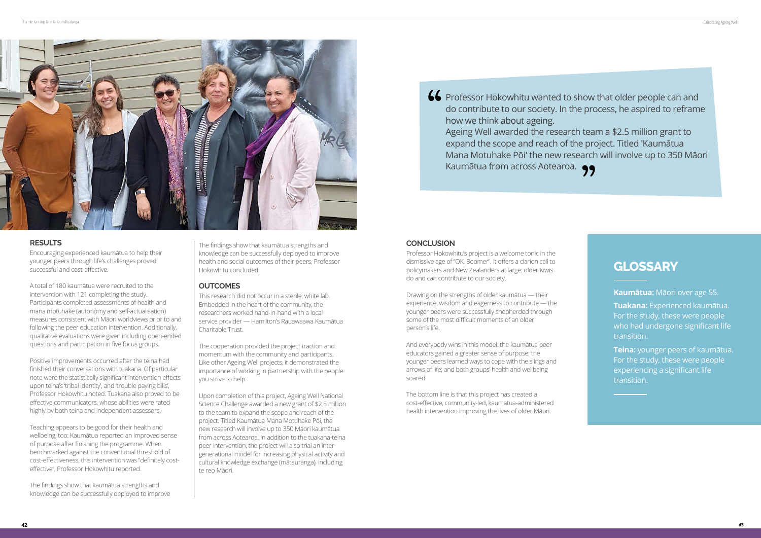> Professor Hokowhitu wanted to show that older people can and do contribute to our society. In the process, he aspired to reframe how we think about ageing.
> Ageing Well awarded the research team a $2.5 million grant to expand the scope and reach of the project. Titled 'Kaumātua Mana Motuhake Pōi' the new research will involve up to 350 Māori Kaumātua from across Aotearoa.

## RESULTS

Encouraging experienced kaumātua to help their younger peers through life's challenges proved successful and cost-effective.

A total of 180 kaumātua were recruited to the intervention with 121 completing the study. Participants completed assessments of health and mana motuhake (autonomy and self-actualisation) measures consistent with Māori worldviews prior to and following the peer education intervention. Additionally, qualitative evaluations were given including open-ended questions and participation in five focus groups.

Positive improvements occurred after the teina had finished their conversations with tuakana. Of particular note were the statistically significant intervention effects upon teina's 'tribal identity', and 'trouble paying bills', Professor Hokowhitu noted. Tuakana also proved to be effective communicators, whose abilities were rated highly by both teina and independent assessors.

Teaching appears to be good for their health and wellbeing, too: Kaumātua reported an improved sense of purpose after finishing the programme. When benchmarked against the conventional threshold of cost-effectiveness, this intervention was "definitely cost-effective", Professor Hokowhitu reported.

The findings show that kaumātua strengths and knowledge can be successfully deployed to improve health and social outcomes of their peers, Professor Hokowhitu concluded.

## OUTCOMES

This research did not occur in a sterile, white lab. Embedded in the heart of the community, the researchers worked hand-in-hand with a local service provider — Hamilton's Rauawaawa Kaumātua Charitable Trust.

The cooperation provided the project traction and momentum with the community and participants. Like other Ageing Well projects, it demonstrated the importance of working in partnership with the people you strive to help.

Upon completion of this project, Ageing Well National Science Challenge awarded a new grant of $2.5 million to the team to expand the scope and reach of the project. Titled Kaumātua Mana Motuhake Pōi, the new research will involve up to 350 Māori kaumātua from across Aotearoa. In addition to the tuakana-teina peer intervention, the project will also trial an inter-generational model for increasing physical activity and cultural knowledge exchange (mātauranga), including te reo Māori.

## CONCLUSION

Professor Hokowhitu's project is a welcome tonic in the dismissive age of "OK, Boomer". It offers a clarion call to policymakers and New Zealanders at large: older Kiwis do and can contribute to our society.

Drawing on the strengths of older kaumātua — their experience, wisdom and eagerness to contribute — the younger peers were successfully shepherded through some of the most difficult moments of an older person's life.

And everybody wins in this model: the kaumātua peer educators gained a greater sense of purpose; the younger peers learned ways to cope with the slings and arrows of life; and both groups' health and wellbeing soared.

The bottom line is that this project has created a cost-effective, community-led, kaumatua-administered health intervention improving the lives of older Māori.

## GLOSSARY

**Kaumātua:** Māori over age 55.

**Tuakana:** Experienced kaumātua. For the study, these were people who had undergone significant life transition.

**Teina:** younger peers of kaumātua. For the study, these were people experiencing a significant life transition.